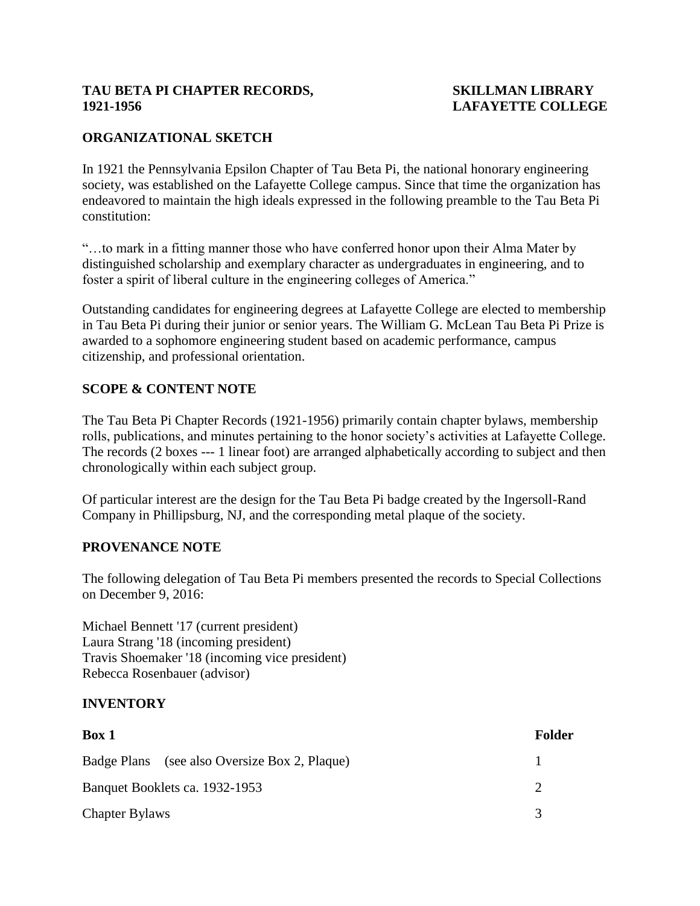**TAU BETA PI CHAPTER RECORDS, 1921-1956**

**SKILLMAN LIBRARY LAFAYETTE COLLEGE**

## ORGANIZATIONAL SKETCH

In 1921 the Pennsylvania Epsilon Chapter of Tau Beta Pi, the national honorary engineering society, was established on the Lafayette College campus. Since that time the organization has endeavored to maintain the high ideals expressed in the following preamble to the Tau Beta Pi constitution:

"…to mark in a fitting manner those who have conferred honor upon their Alma Mater by distinguished scholarship and exemplary character as undergraduates in engineering, and to foster a spirit of liberal culture in the engineering colleges of America."

Outstanding candidates for engineering degrees at Lafayette College are elected to membership in Tau Beta Pi during their junior or senior years. The William G. McLean Tau Beta Pi Prize is awarded to a sophomore engineering student based on academic performance, campus citizenship, and professional orientation.

## SCOPE & CONTENT NOTE

The Tau Beta Pi Chapter Records (1921-1956) primarily contain chapter bylaws, membership rolls, publications, and minutes pertaining to the honor society's activities at Lafayette College. The records (2 boxes --- 1 linear foot) are arranged alphabetically according to subject and then chronologically within each subject group.

Of particular interest are the design for the Tau Beta Pi badge created by the Ingersoll-Rand Company in Phillipsburg, NJ, and the corresponding metal plaque of the society.

## PROVENANCE NOTE

The following delegation of Tau Beta Pi members presented the records to Special Collections on December 9, 2016:

Michael Bennett '17 (current president)
Laura Strang '18 (incoming president)
Travis Shoemaker '18 (incoming vice president)
Rebecca Rosenbauer (advisor)

## INVENTORY

| **Box 1** | **Folder** |
|---|---|
| Badge Plans (see also Oversize Box 2, Plaque) | 1 |
| Banquet Booklets ca. 1932-1953 | 2 |
| Chapter Bylaws | 3 |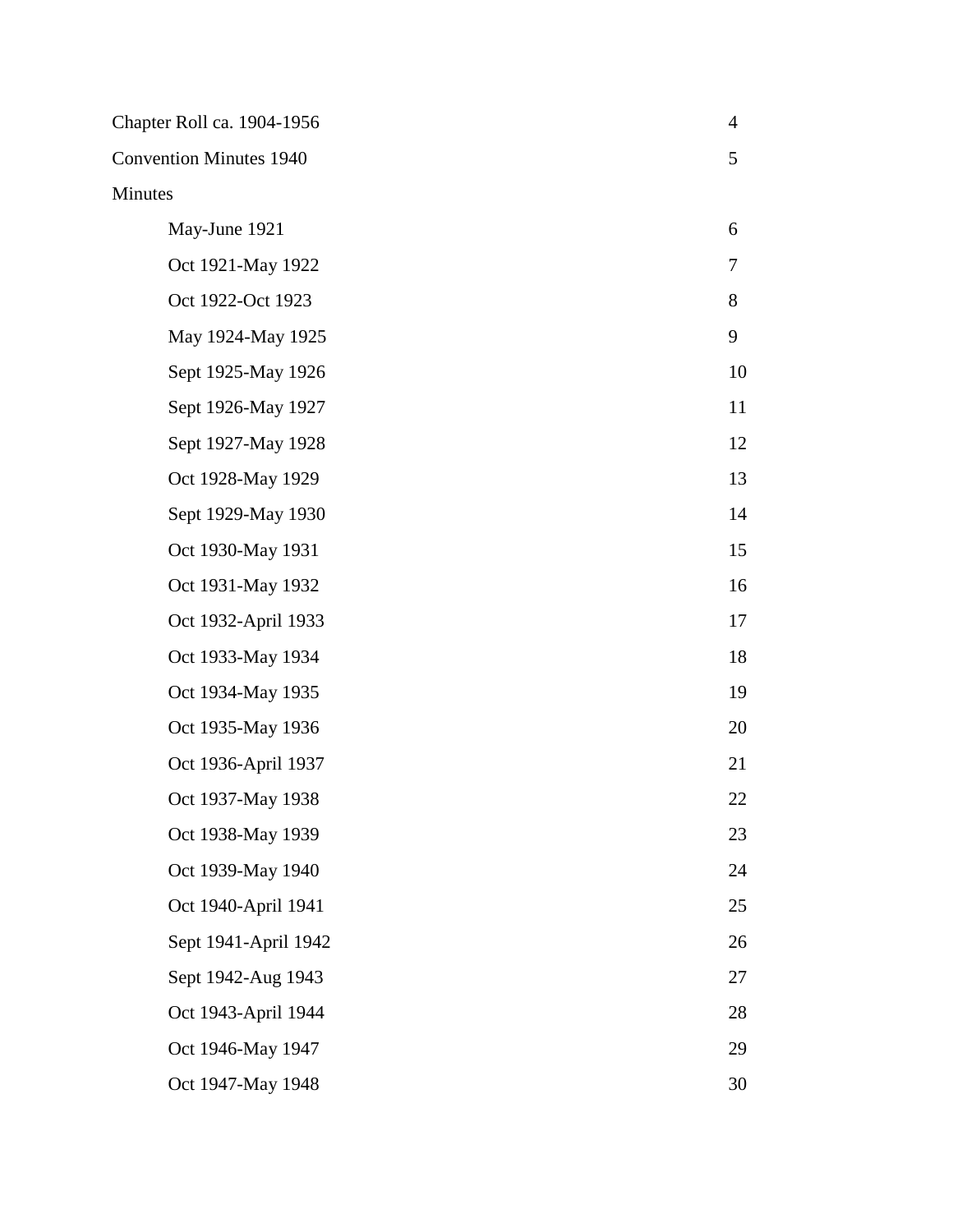| | |
|---|---|
| Chapter Roll ca. 1904-1956 | 4 |
| Convention Minutes 1940 | 5 |
| Minutes | |
| May-June 1921 | 6 |
| Oct 1921-May 1922 | 7 |
| Oct 1922-Oct 1923 | 8 |
| May 1924-May 1925 | 9 |
| Sept 1925-May 1926 | 10 |
| Sept 1926-May 1927 | 11 |
| Sept 1927-May 1928 | 12 |
| Oct 1928-May 1929 | 13 |
| Sept 1929-May 1930 | 14 |
| Oct 1930-May 1931 | 15 |
| Oct 1931-May 1932 | 16 |
| Oct 1932-April 1933 | 17 |
| Oct 1933-May 1934 | 18 |
| Oct 1934-May 1935 | 19 |
| Oct 1935-May 1936 | 20 |
| Oct 1936-April 1937 | 21 |
| Oct 1937-May 1938 | 22 |
| Oct 1938-May 1939 | 23 |
| Oct 1939-May 1940 | 24 |
| Oct 1940-April 1941 | 25 |
| Sept 1941-April 1942 | 26 |
| Sept 1942-Aug 1943 | 27 |
| Oct 1943-April 1944 | 28 |
| Oct 1946-May 1947 | 29 |
| Oct 1947-May 1948 | 30 |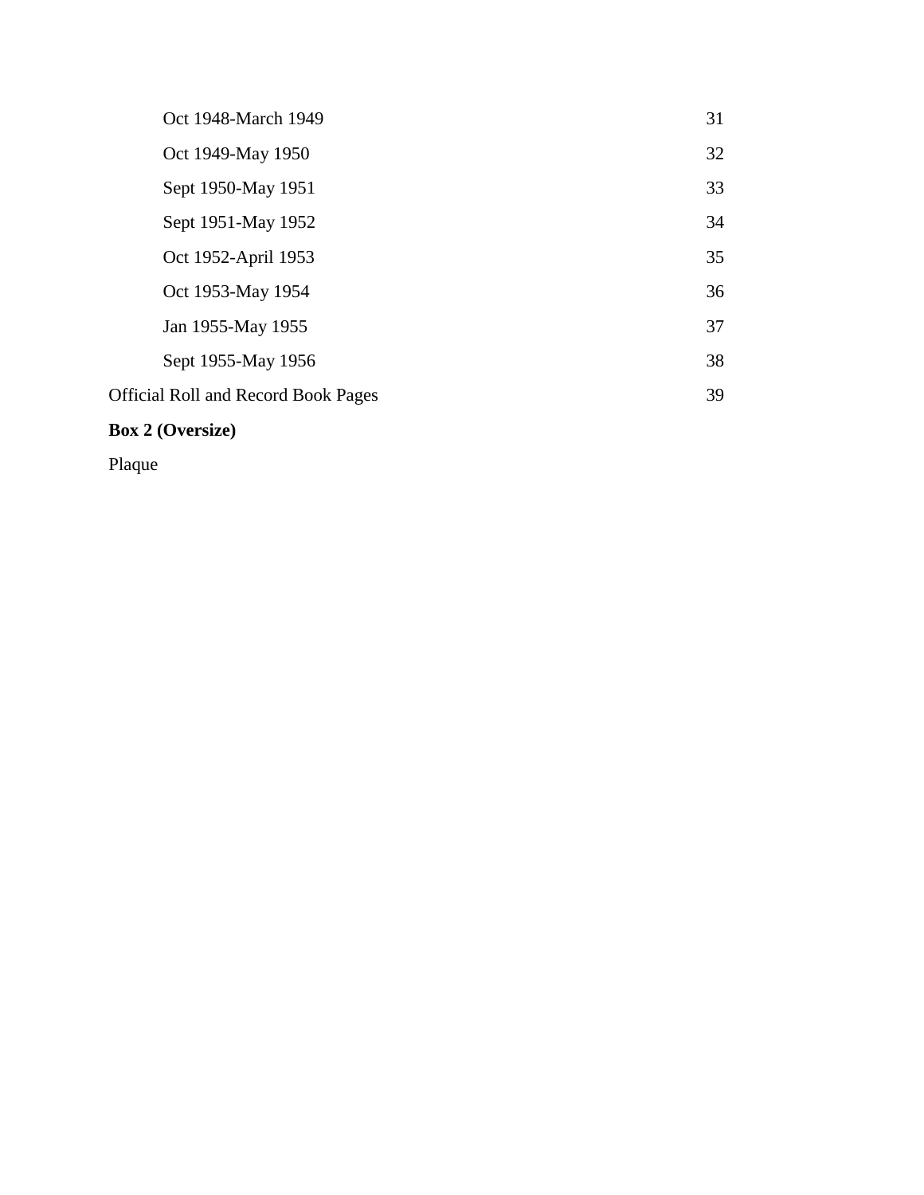| | |
|---|---|
| Oct 1948-March 1949 | 31 |
| Oct 1949-May 1950 | 32 |
| Sept 1950-May 1951 | 33 |
| Sept 1951-May 1952 | 34 |
| Oct 1952-April 1953 | 35 |
| Oct 1953-May 1954 | 36 |
| Jan 1955-May 1955 | 37 |
| Sept 1955-May 1956 | 38 |
| Official Roll and Record Book Pages | 39 |

**Box 2 (Oversize)**

Plaque